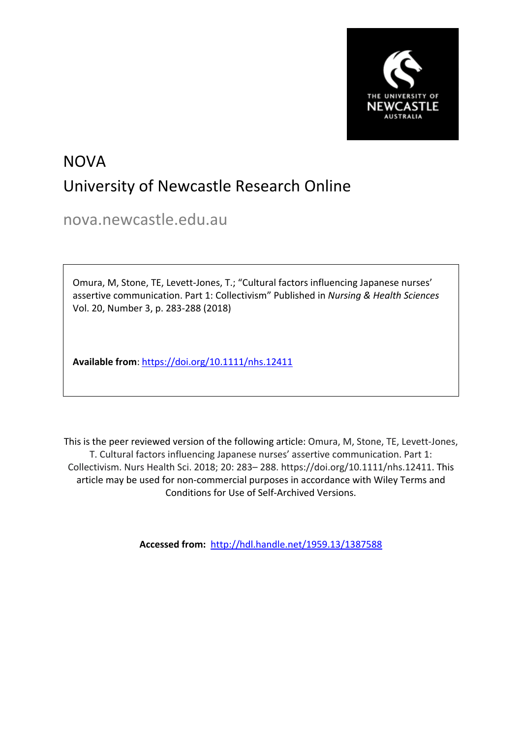# NOVA

## University of Newcastle Research Online

nova.newcastle.edu.au

Omura, M, Stone, TE, Levett-Jones, T.; "Cultural factors influencing Japanese nurses' assertive communication. Part 1: Collectivism" Published in *Nursing & Health Sciences* Vol. 20, Number 3, p. 283-288 (2018)

**Available from**: https://doi.org/10.1111/nhs.12411

This is the peer reviewed version of the following article: Omura, M, Stone, TE, Levett-Jones, T. Cultural factors influencing Japanese nurses' assertive communication. Part 1: Collectivism. Nurs Health Sci. 2018; 20: 283– 288. https://doi.org/10.1111/nhs.12411. This article may be used for non-commercial purposes in accordance with Wiley Terms and Conditions for Use of Self-Archived Versions.

**Accessed from:** http://hdl.handle.net/1959.13/1387588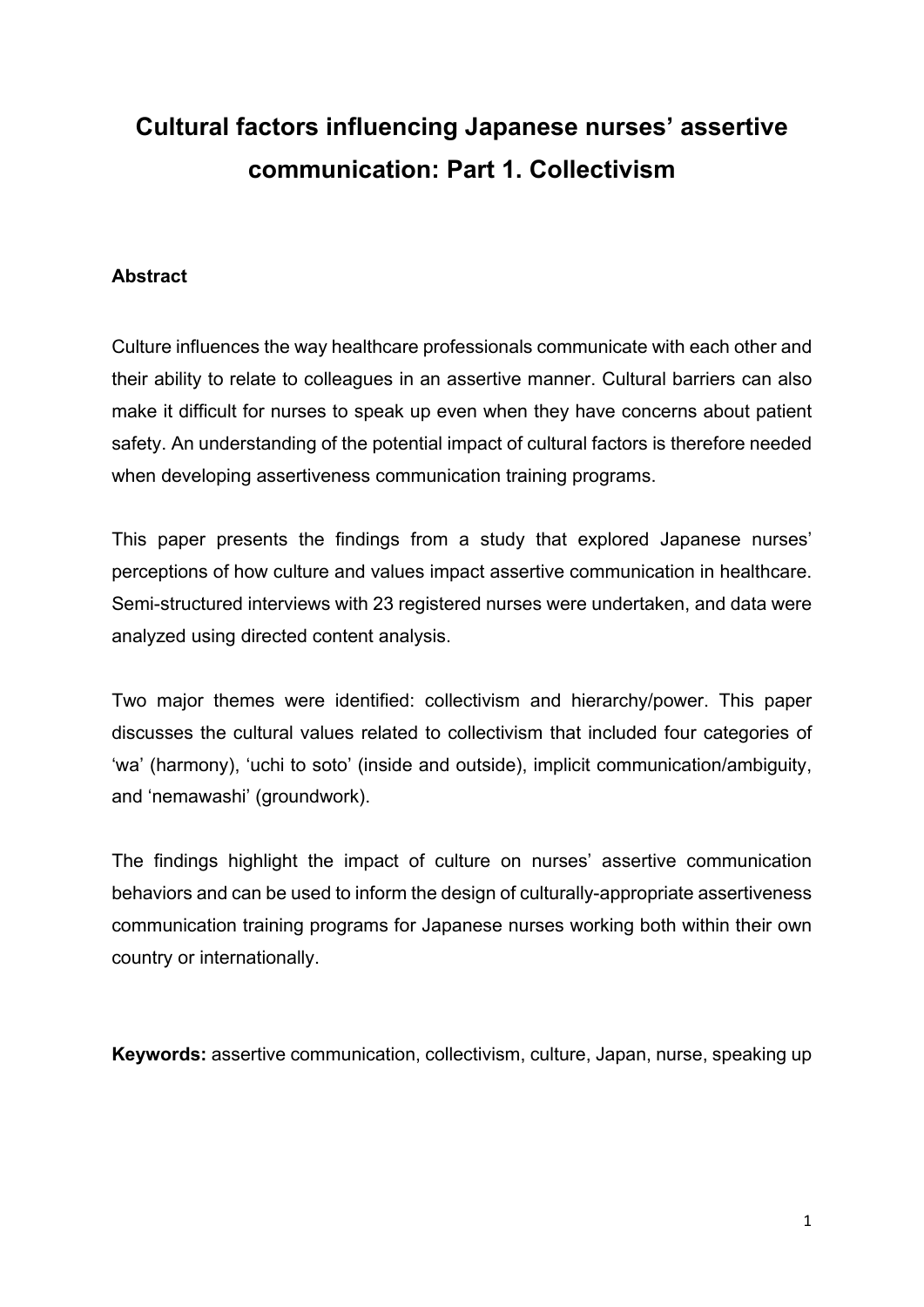# Cultural factors influencing Japanese nurses' assertive communication: Part 1. Collectivism

## Abstract

Culture influences the way healthcare professionals communicate with each other and their ability to relate to colleagues in an assertive manner. Cultural barriers can also make it difficult for nurses to speak up even when they have concerns about patient safety. An understanding of the potential impact of cultural factors is therefore needed when developing assertiveness communication training programs.

This paper presents the findings from a study that explored Japanese nurses' perceptions of how culture and values impact assertive communication in healthcare. Semi-structured interviews with 23 registered nurses were undertaken, and data were analyzed using directed content analysis.

Two major themes were identified: collectivism and hierarchy/power. This paper discusses the cultural values related to collectivism that included four categories of 'wa' (harmony), 'uchi to soto' (inside and outside), implicit communication/ambiguity, and 'nemawashi' (groundwork).

The findings highlight the impact of culture on nurses' assertive communication behaviors and can be used to inform the design of culturally-appropriate assertiveness communication training programs for Japanese nurses working both within their own country or internationally.

**Keywords:** assertive communication, collectivism, culture, Japan, nurse, speaking up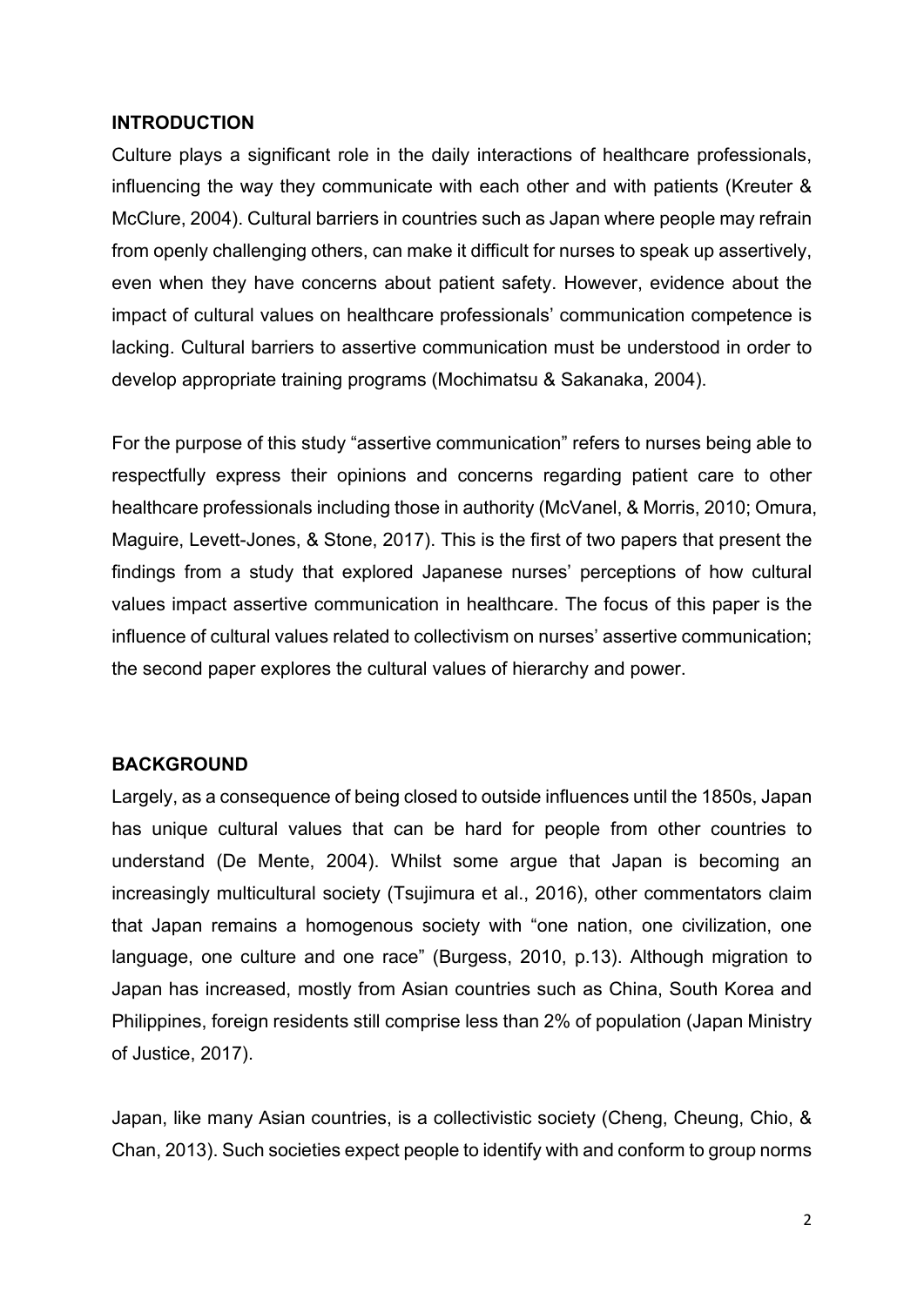## INTRODUCTION

Culture plays a significant role in the daily interactions of healthcare professionals, influencing the way they communicate with each other and with patients (Kreuter & McClure, 2004). Cultural barriers in countries such as Japan where people may refrain from openly challenging others, can make it difficult for nurses to speak up assertively, even when they have concerns about patient safety. However, evidence about the impact of cultural values on healthcare professionals' communication competence is lacking. Cultural barriers to assertive communication must be understood in order to develop appropriate training programs (Mochimatsu & Sakanaka, 2004).

For the purpose of this study "assertive communication" refers to nurses being able to respectfully express their opinions and concerns regarding patient care to other healthcare professionals including those in authority (McVanel, & Morris, 2010; Omura, Maguire, Levett-Jones, & Stone, 2017). This is the first of two papers that present the findings from a study that explored Japanese nurses' perceptions of how cultural values impact assertive communication in healthcare. The focus of this paper is the influence of cultural values related to collectivism on nurses' assertive communication; the second paper explores the cultural values of hierarchy and power.

## BACKGROUND

Largely, as a consequence of being closed to outside influences until the 1850s, Japan has unique cultural values that can be hard for people from other countries to understand (De Mente, 2004). Whilst some argue that Japan is becoming an increasingly multicultural society (Tsujimura et al., 2016), other commentators claim that Japan remains a homogenous society with "one nation, one civilization, one language, one culture and one race" (Burgess, 2010, p.13). Although migration to Japan has increased, mostly from Asian countries such as China, South Korea and Philippines, foreign residents still comprise less than 2% of population (Japan Ministry of Justice, 2017).

Japan, like many Asian countries, is a collectivistic society (Cheng, Cheung, Chio, & Chan, 2013). Such societies expect people to identify with and conform to group norms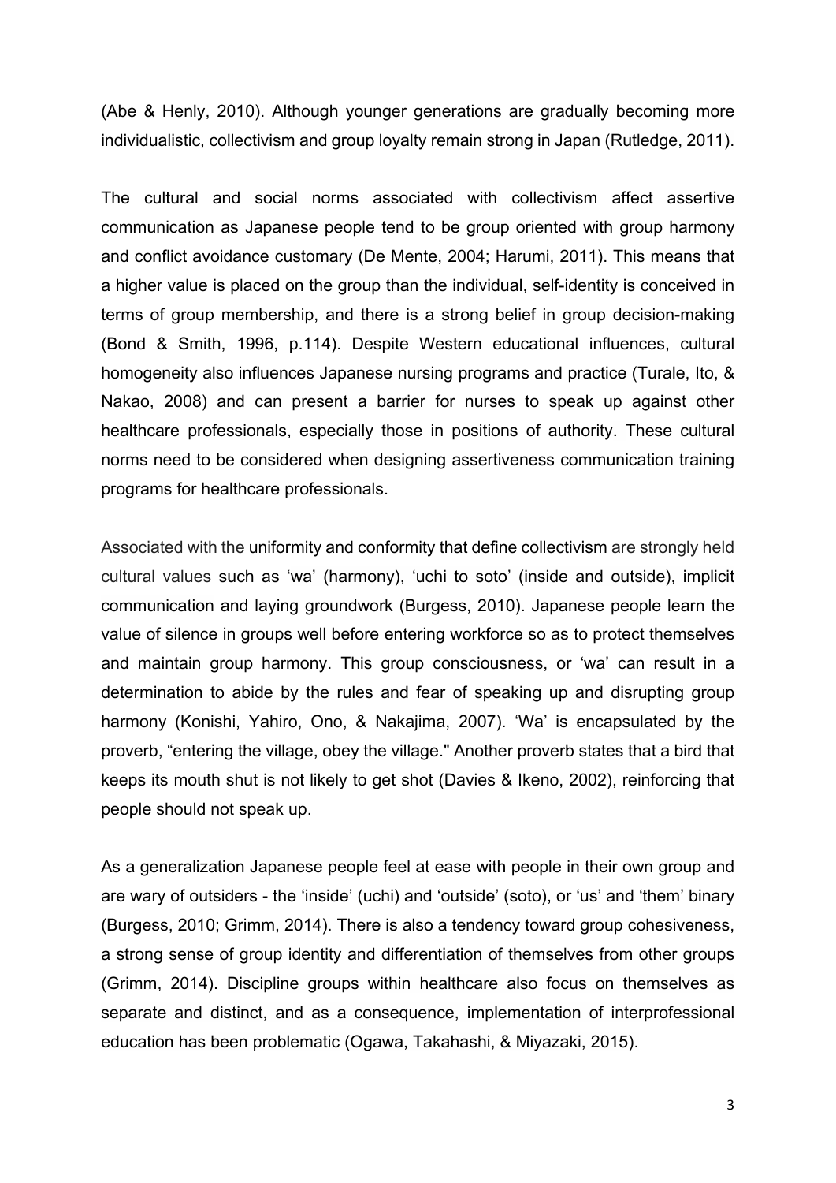(Abe & Henly, 2010). Although younger generations are gradually becoming more individualistic, collectivism and group loyalty remain strong in Japan (Rutledge, 2011).

The cultural and social norms associated with collectivism affect assertive communication as Japanese people tend to be group oriented with group harmony and conflict avoidance customary (De Mente, 2004; Harumi, 2011). This means that a higher value is placed on the group than the individual, self-identity is conceived in terms of group membership, and there is a strong belief in group decision-making (Bond & Smith, 1996, p.114). Despite Western educational influences, cultural homogeneity also influences Japanese nursing programs and practice (Turale, Ito, & Nakao, 2008) and can present a barrier for nurses to speak up against other healthcare professionals, especially those in positions of authority. These cultural norms need to be considered when designing assertiveness communication training programs for healthcare professionals.

Associated with the uniformity and conformity that define collectivism are strongly held cultural values such as 'wa' (harmony), 'uchi to soto' (inside and outside), implicit communication and laying groundwork (Burgess, 2010). Japanese people learn the value of silence in groups well before entering workforce so as to protect themselves and maintain group harmony. This group consciousness, or 'wa' can result in a determination to abide by the rules and fear of speaking up and disrupting group harmony (Konishi, Yahiro, Ono, & Nakajima, 2007). 'Wa' is encapsulated by the proverb, "entering the village, obey the village." Another proverb states that a bird that keeps its mouth shut is not likely to get shot (Davies & Ikeno, 2002), reinforcing that people should not speak up.

As a generalization Japanese people feel at ease with people in their own group and are wary of outsiders - the 'inside' (uchi) and 'outside' (soto), or 'us' and 'them' binary (Burgess, 2010; Grimm, 2014). There is also a tendency toward group cohesiveness, a strong sense of group identity and differentiation of themselves from other groups (Grimm, 2014). Discipline groups within healthcare also focus on themselves as separate and distinct, and as a consequence, implementation of interprofessional education has been problematic (Ogawa, Takahashi, & Miyazaki, 2015).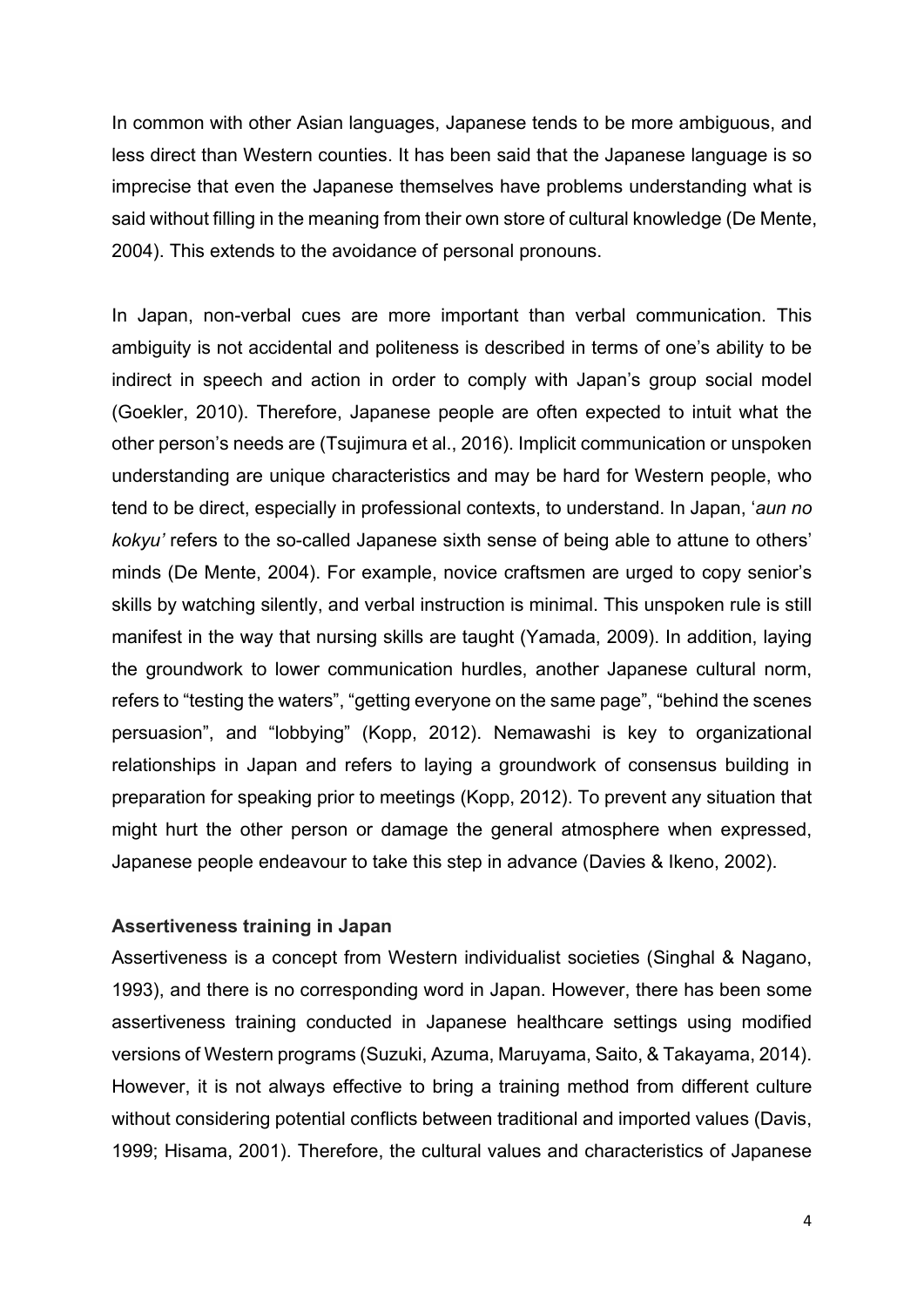In common with other Asian languages, Japanese tends to be more ambiguous, and less direct than Western counties. It has been said that the Japanese language is so imprecise that even the Japanese themselves have problems understanding what is said without filling in the meaning from their own store of cultural knowledge (De Mente, 2004). This extends to the avoidance of personal pronouns.

In Japan, non-verbal cues are more important than verbal communication. This ambiguity is not accidental and politeness is described in terms of one's ability to be indirect in speech and action in order to comply with Japan's group social model (Goekler, 2010). Therefore, Japanese people are often expected to intuit what the other person's needs are (Tsujimura et al., 2016). Implicit communication or unspoken understanding are unique characteristics and may be hard for Western people, who tend to be direct, especially in professional contexts, to understand. In Japan, '*aun no kokyu'* refers to the so-called Japanese sixth sense of being able to attune to others' minds (De Mente, 2004). For example, novice craftsmen are urged to copy senior's skills by watching silently, and verbal instruction is minimal. This unspoken rule is still manifest in the way that nursing skills are taught (Yamada, 2009). In addition, laying the groundwork to lower communication hurdles, another Japanese cultural norm, refers to "testing the waters", "getting everyone on the same page", "behind the scenes persuasion", and "lobbying" (Kopp, 2012). Nemawashi is key to organizational relationships in Japan and refers to laying a groundwork of consensus building in preparation for speaking prior to meetings (Kopp, 2012). To prevent any situation that might hurt the other person or damage the general atmosphere when expressed, Japanese people endeavour to take this step in advance (Davies & Ikeno, 2002).

**Assertiveness training in Japan**

Assertiveness is a concept from Western individualist societies (Singhal & Nagano, 1993), and there is no corresponding word in Japan. However, there has been some assertiveness training conducted in Japanese healthcare settings using modified versions of Western programs (Suzuki, Azuma, Maruyama, Saito, & Takayama, 2014). However, it is not always effective to bring a training method from different culture without considering potential conflicts between traditional and imported values (Davis, 1999; Hisama, 2001). Therefore, the cultural values and characteristics of Japanese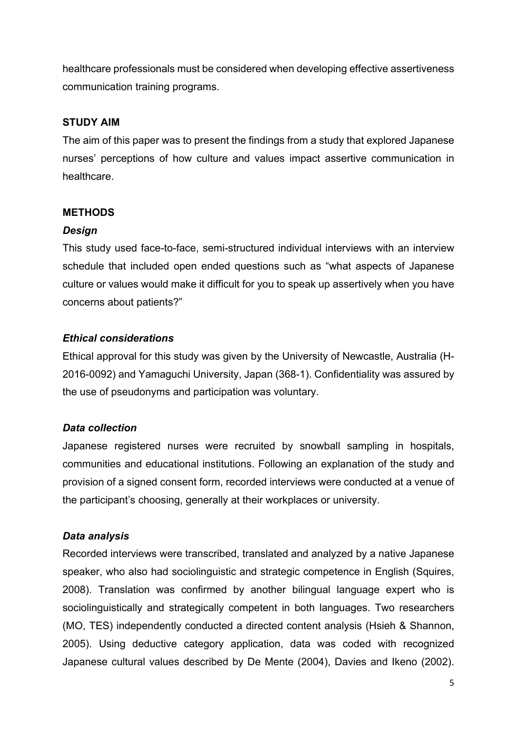healthcare professionals must be considered when developing effective assertiveness communication training programs.

## STUDY AIM

The aim of this paper was to present the findings from a study that explored Japanese nurses' perceptions of how culture and values impact assertive communication in healthcare.

## METHODS

### *Design*

This study used face-to-face, semi-structured individual interviews with an interview schedule that included open ended questions such as "what aspects of Japanese culture or values would make it difficult for you to speak up assertively when you have concerns about patients?"

### *Ethical considerations*

Ethical approval for this study was given by the University of Newcastle, Australia (H-2016-0092) and Yamaguchi University, Japan (368-1). Confidentiality was assured by the use of pseudonyms and participation was voluntary.

### *Data collection*

Japanese registered nurses were recruited by snowball sampling in hospitals, communities and educational institutions. Following an explanation of the study and provision of a signed consent form, recorded interviews were conducted at a venue of the participant's choosing, generally at their workplaces or university.

### *Data analysis*

Recorded interviews were transcribed, translated and analyzed by a native Japanese speaker, who also had sociolinguistic and strategic competence in English (Squires, 2008). Translation was confirmed by another bilingual language expert who is sociolinguistically and strategically competent in both languages. Two researchers (MO, TES) independently conducted a directed content analysis (Hsieh & Shannon, 2005). Using deductive category application, data was coded with recognized Japanese cultural values described by De Mente (2004), Davies and Ikeno (2002).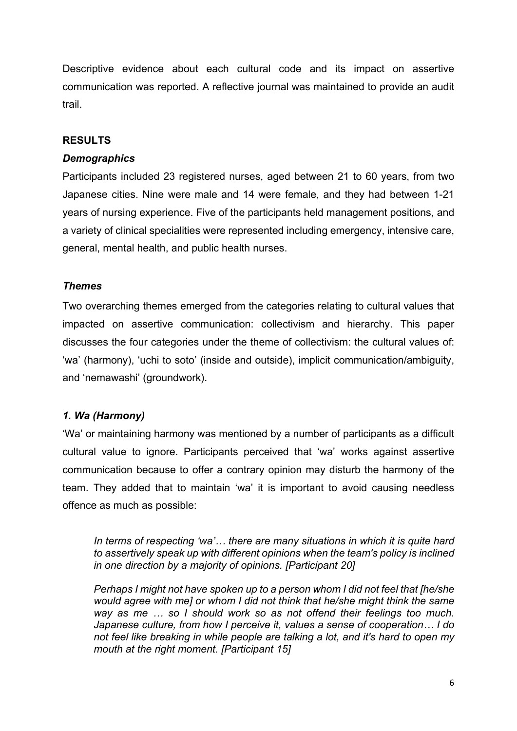Descriptive evidence about each cultural code and its impact on assertive communication was reported. A reflective journal was maintained to provide an audit trail.

## RESULTS

### *Demographics*

Participants included 23 registered nurses, aged between 21 to 60 years, from two Japanese cities. Nine were male and 14 were female, and they had between 1-21 years of nursing experience. Five of the participants held management positions, and a variety of clinical specialities were represented including emergency, intensive care, general, mental health, and public health nurses.

### *Themes*

Two overarching themes emerged from the categories relating to cultural values that impacted on assertive communication: collectivism and hierarchy. This paper discusses the four categories under the theme of collectivism: the cultural values of: 'wa' (harmony), 'uchi to soto' (inside and outside), implicit communication/ambiguity, and 'nemawashi' (groundwork).

### *1. Wa (Harmony)*

'Wa' or maintaining harmony was mentioned by a number of participants as a difficult cultural value to ignore. Participants perceived that 'wa' works against assertive communication because to offer a contrary opinion may disturb the harmony of the team. They added that to maintain 'wa' it is important to avoid causing needless offence as much as possible:

> *In terms of respecting 'wa'… there are many situations in which it is quite hard to assertively speak up with different opinions when the team's policy is inclined in one direction by a majority of opinions. [Participant 20]*

> *Perhaps I might not have spoken up to a person whom I did not feel that [he/she would agree with me] or whom I did not think that he/she might think the same way as me … so I should work so as not offend their feelings too much. Japanese culture, from how I perceive it, values a sense of cooperation… I do not feel like breaking in while people are talking a lot, and it's hard to open my mouth at the right moment. [Participant 15]*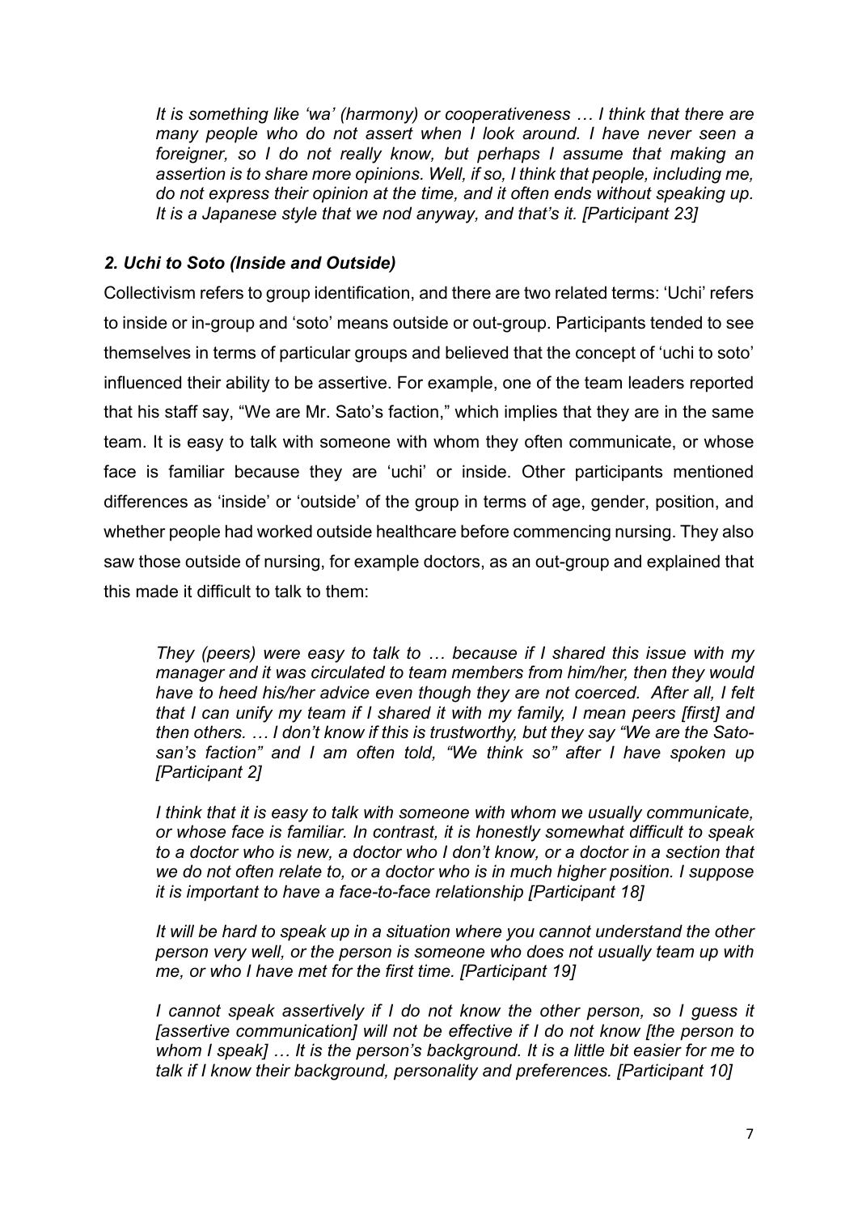*It is something like 'wa' (harmony) or cooperativeness … I think that there are many people who do not assert when I look around. I have never seen a foreigner, so I do not really know, but perhaps I assume that making an assertion is to share more opinions. Well, if so, I think that people, including me, do not express their opinion at the time, and it often ends without speaking up. It is a Japanese style that we nod anyway, and that's it. [Participant 23]*

### *2. Uchi to Soto (Inside and Outside)*

Collectivism refers to group identification, and there are two related terms: 'Uchi' refers to inside or in-group and 'soto' means outside or out-group. Participants tended to see themselves in terms of particular groups and believed that the concept of 'uchi to soto' influenced their ability to be assertive. For example, one of the team leaders reported that his staff say, "We are Mr. Sato's faction," which implies that they are in the same team. It is easy to talk with someone with whom they often communicate, or whose face is familiar because they are 'uchi' or inside. Other participants mentioned differences as 'inside' or 'outside' of the group in terms of age, gender, position, and whether people had worked outside healthcare before commencing nursing. They also saw those outside of nursing, for example doctors, as an out-group and explained that this made it difficult to talk to them:

*They (peers) were easy to talk to … because if I shared this issue with my manager and it was circulated to team members from him/her, then they would have to heed his/her advice even though they are not coerced. After all, I felt that I can unify my team if I shared it with my family, I mean peers [first] and then others. … I don't know if this is trustworthy, but they say "We are the Sato-san's faction" and I am often told, "We think so" after I have spoken up [Participant 2]*

*I think that it is easy to talk with someone with whom we usually communicate, or whose face is familiar. In contrast, it is honestly somewhat difficult to speak to a doctor who is new, a doctor who I don't know, or a doctor in a section that we do not often relate to, or a doctor who is in much higher position. I suppose it is important to have a face-to-face relationship [Participant 18]*

*It will be hard to speak up in a situation where you cannot understand the other person very well, or the person is someone who does not usually team up with me, or who I have met for the first time. [Participant 19]*

*I cannot speak assertively if I do not know the other person, so I guess it [assertive communication] will not be effective if I do not know [the person to whom I speak] … It is the person's background. It is a little bit easier for me to talk if I know their background, personality and preferences. [Participant 10]*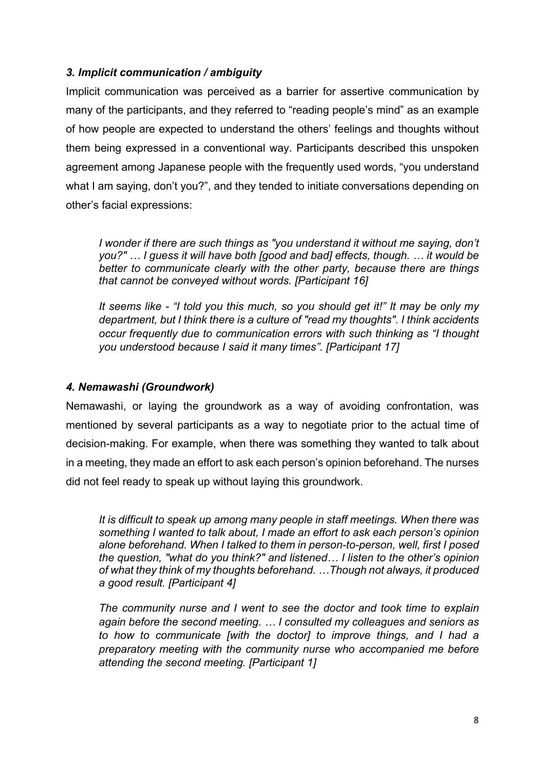### *3. Implicit communication / ambiguity*

Implicit communication was perceived as a barrier for assertive communication by many of the participants, and they referred to "reading people's mind" as an example of how people are expected to understand the others' feelings and thoughts without them being expressed in a conventional way. Participants described this unspoken agreement among Japanese people with the frequently used words, "you understand what I am saying, don't you?", and they tended to initiate conversations depending on other's facial expressions:

> *I wonder if there are such things as "you understand it without me saying, don't you?" … I guess it will have both [good and bad] effects, though. … it would be better to communicate clearly with the other party, because there are things that cannot be conveyed without words. [Participant 16]*

> *It seems like - "I told you this much, so you should get it!" It may be only my department, but I think there is a culture of "read my thoughts". I think accidents occur frequently due to communication errors with such thinking as "I thought you understood because I said it many times". [Participant 17]*

### *4. Nemawashi (Groundwork)*

Nemawashi, or laying the groundwork as a way of avoiding confrontation, was mentioned by several participants as a way to negotiate prior to the actual time of decision-making. For example, when there was something they wanted to talk about in a meeting, they made an effort to ask each person's opinion beforehand. The nurses did not feel ready to speak up without laying this groundwork.

> *It is difficult to speak up among many people in staff meetings. When there was something I wanted to talk about, I made an effort to ask each person's opinion alone beforehand. When I talked to them in person-to-person, well, first I posed the question, "what do you think?" and listened… I listen to the other's opinion of what they think of my thoughts beforehand. …Though not always, it produced a good result. [Participant 4]*

> *The community nurse and I went to see the doctor and took time to explain again before the second meeting. … I consulted my colleagues and seniors as to how to communicate [with the doctor] to improve things, and I had a preparatory meeting with the community nurse who accompanied me before attending the second meeting. [Participant 1]*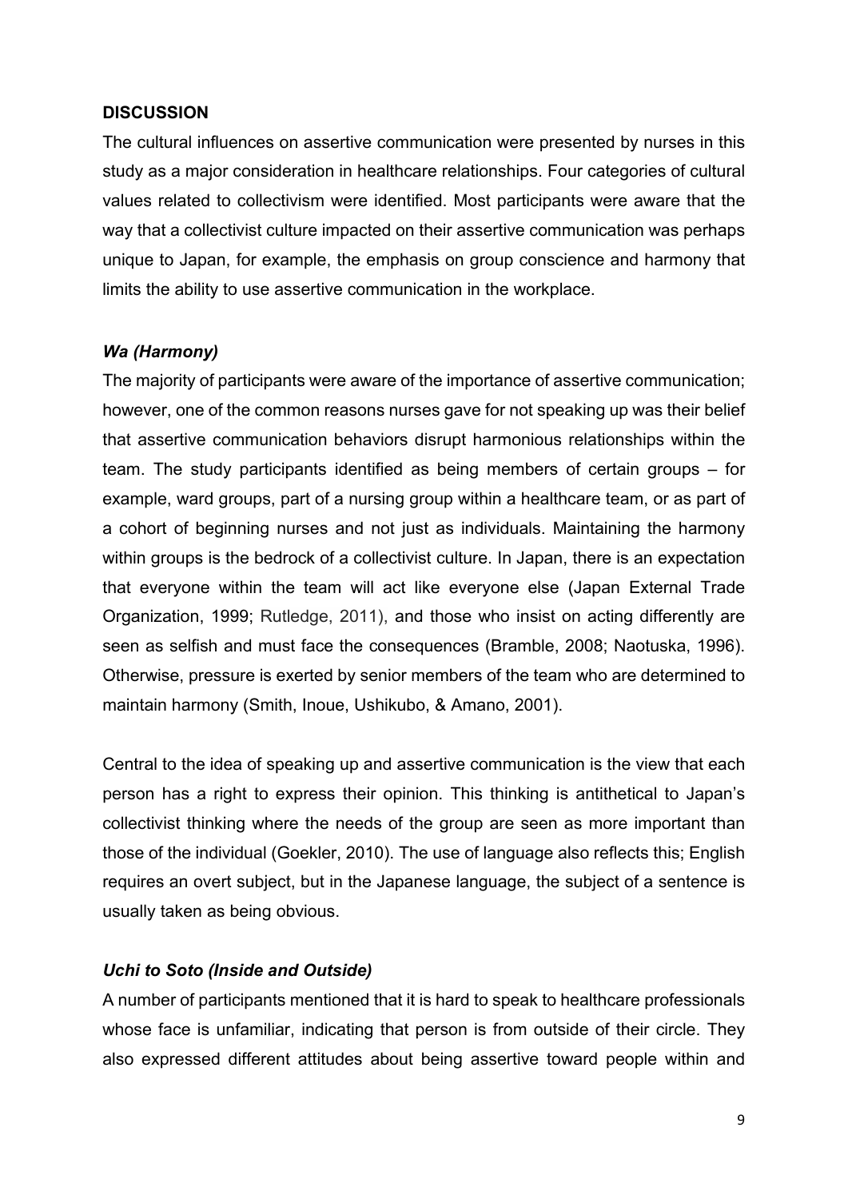## DISCUSSION

The cultural influences on assertive communication were presented by nurses in this study as a major consideration in healthcare relationships. Four categories of cultural values related to collectivism were identified. Most participants were aware that the way that a collectivist culture impacted on their assertive communication was perhaps unique to Japan, for example, the emphasis on group conscience and harmony that limits the ability to use assertive communication in the workplace.

### *Wa (Harmony)*

The majority of participants were aware of the importance of assertive communication; however, one of the common reasons nurses gave for not speaking up was their belief that assertive communication behaviors disrupt harmonious relationships within the team. The study participants identified as being members of certain groups – for example, ward groups, part of a nursing group within a healthcare team, or as part of a cohort of beginning nurses and not just as individuals. Maintaining the harmony within groups is the bedrock of a collectivist culture. In Japan, there is an expectation that everyone within the team will act like everyone else (Japan External Trade Organization, 1999; Rutledge, 2011), and those who insist on acting differently are seen as selfish and must face the consequences (Bramble, 2008; Naotuska, 1996). Otherwise, pressure is exerted by senior members of the team who are determined to maintain harmony (Smith, Inoue, Ushikubo, & Amano, 2001).

Central to the idea of speaking up and assertive communication is the view that each person has a right to express their opinion. This thinking is antithetical to Japan's collectivist thinking where the needs of the group are seen as more important than those of the individual (Goekler, 2010). The use of language also reflects this; English requires an overt subject, but in the Japanese language, the subject of a sentence is usually taken as being obvious.

### *Uchi to Soto (Inside and Outside)*

A number of participants mentioned that it is hard to speak to healthcare professionals whose face is unfamiliar, indicating that person is from outside of their circle. They also expressed different attitudes about being assertive toward people within and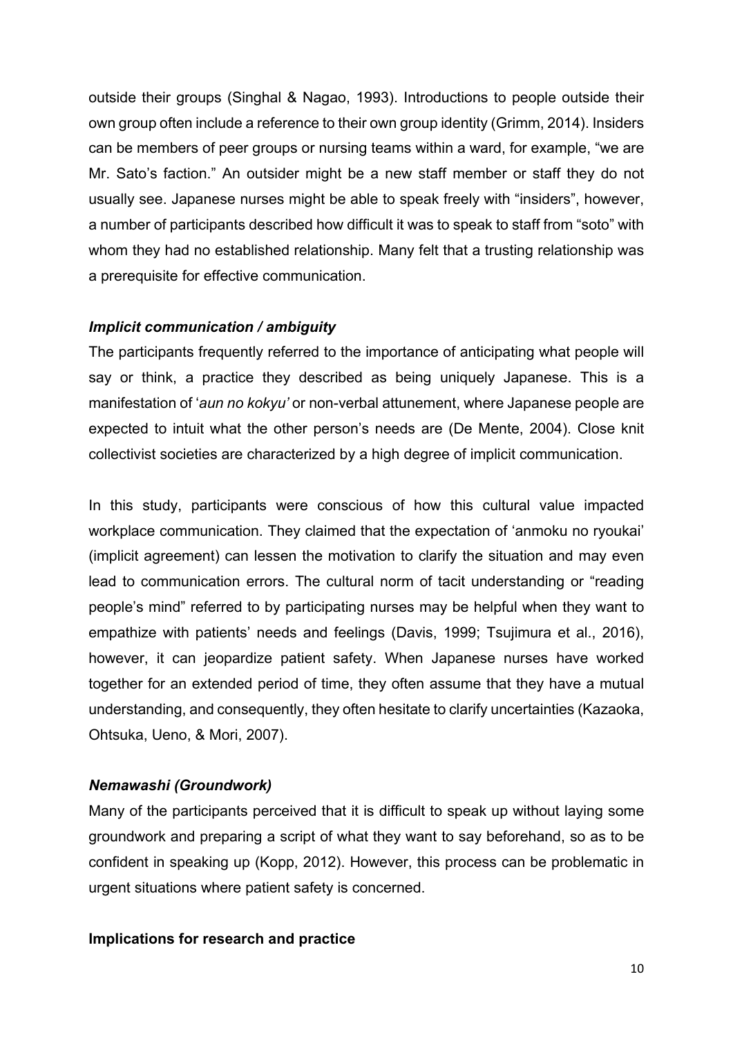outside their groups (Singhal & Nagao, 1993). Introductions to people outside their own group often include a reference to their own group identity (Grimm, 2014). Insiders can be members of peer groups or nursing teams within a ward, for example, "we are Mr. Sato's faction." An outsider might be a new staff member or staff they do not usually see. Japanese nurses might be able to speak freely with "insiders", however, a number of participants described how difficult it was to speak to staff from "soto" with whom they had no established relationship. Many felt that a trusting relationship was a prerequisite for effective communication.

### *Implicit communication / ambiguity*

The participants frequently referred to the importance of anticipating what people will say or think, a practice they described as being uniquely Japanese. This is a manifestation of '*aun no kokyu'* or non-verbal attunement, where Japanese people are expected to intuit what the other person's needs are (De Mente, 2004). Close knit collectivist societies are characterized by a high degree of implicit communication.

In this study, participants were conscious of how this cultural value impacted workplace communication. They claimed that the expectation of 'anmoku no ryoukai' (implicit agreement) can lessen the motivation to clarify the situation and may even lead to communication errors. The cultural norm of tacit understanding or "reading people's mind" referred to by participating nurses may be helpful when they want to empathize with patients' needs and feelings (Davis, 1999; Tsujimura et al., 2016), however, it can jeopardize patient safety. When Japanese nurses have worked together for an extended period of time, they often assume that they have a mutual understanding, and consequently, they often hesitate to clarify uncertainties (Kazaoka, Ohtsuka, Ueno, & Mori, 2007).

### *Nemawashi (Groundwork)*

Many of the participants perceived that it is difficult to speak up without laying some groundwork and preparing a script of what they want to say beforehand, so as to be confident in speaking up (Kopp, 2012). However, this process can be problematic in urgent situations where patient safety is concerned.

## **Implications for research and practice**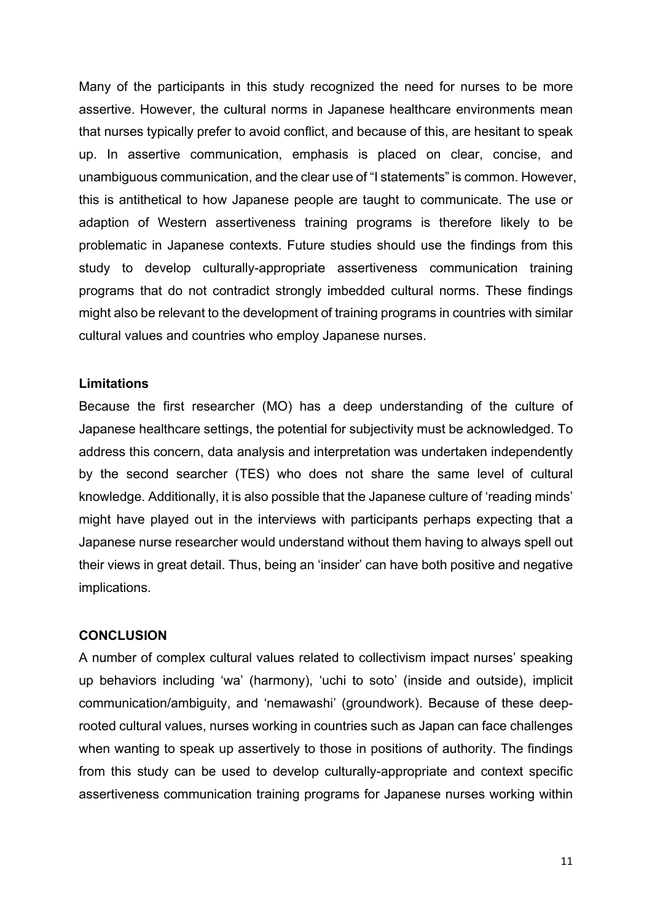Many of the participants in this study recognized the need for nurses to be more assertive. However, the cultural norms in Japanese healthcare environments mean that nurses typically prefer to avoid conflict, and because of this, are hesitant to speak up. In assertive communication, emphasis is placed on clear, concise, and unambiguous communication, and the clear use of "I statements" is common. However, this is antithetical to how Japanese people are taught to communicate. The use or adaption of Western assertiveness training programs is therefore likely to be problematic in Japanese contexts. Future studies should use the findings from this study to develop culturally-appropriate assertiveness communication training programs that do not contradict strongly imbedded cultural norms. These findings might also be relevant to the development of training programs in countries with similar cultural values and countries who employ Japanese nurses.

### Limitations

Because the first researcher (MO) has a deep understanding of the culture of Japanese healthcare settings, the potential for subjectivity must be acknowledged. To address this concern, data analysis and interpretation was undertaken independently by the second searcher (TES) who does not share the same level of cultural knowledge. Additionally, it is also possible that the Japanese culture of 'reading minds' might have played out in the interviews with participants perhaps expecting that a Japanese nurse researcher would understand without them having to always spell out their views in great detail. Thus, being an 'insider' can have both positive and negative implications.

## CONCLUSION

A number of complex cultural values related to collectivism impact nurses' speaking up behaviors including 'wa' (harmony), 'uchi to soto' (inside and outside), implicit communication/ambiguity, and 'nemawashi' (groundwork). Because of these deep-rooted cultural values, nurses working in countries such as Japan can face challenges when wanting to speak up assertively to those in positions of authority. The findings from this study can be used to develop culturally-appropriate and context specific assertiveness communication training programs for Japanese nurses working within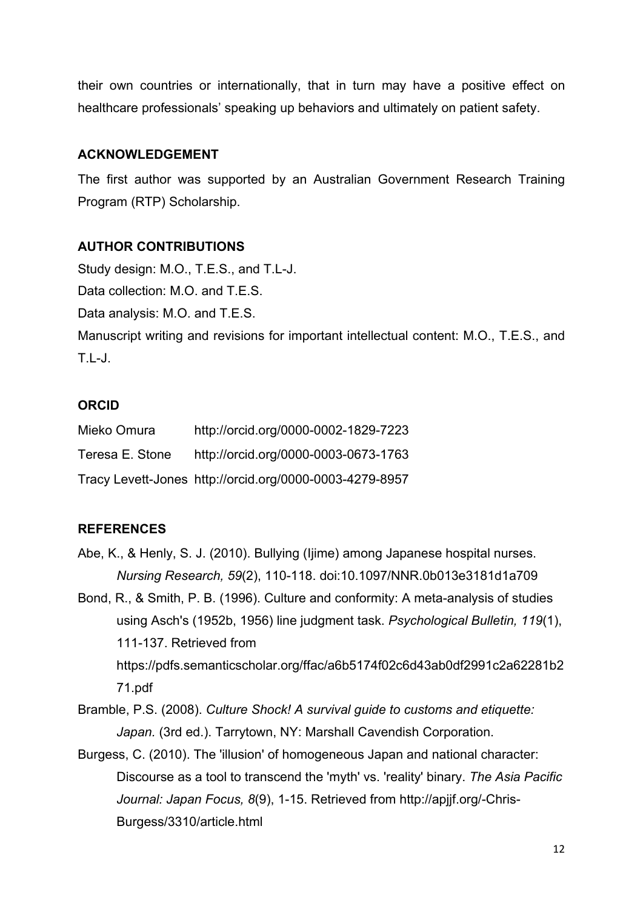their own countries or internationally, that in turn may have a positive effect on healthcare professionals' speaking up behaviors and ultimately on patient safety.

## ACKNOWLEDGEMENT

The first author was supported by an Australian Government Research Training Program (RTP) Scholarship.

## AUTHOR CONTRIBUTIONS

Study design: M.O., T.E.S., and T.L-J.

Data collection: M.O. and T.E.S.

Data analysis: M.O. and T.E.S.

Manuscript writing and revisions for important intellectual content: M.O., T.E.S., and T.L-J.

## ORCID

Mieko Omura http://orcid.org/0000-0002-1829-7223

Teresa E. Stone http://orcid.org/0000-0003-0673-1763

Tracy Levett-Jones http://orcid.org/0000-0003-4279-8957

## REFERENCES

Abe, K., & Henly, S. J. (2010). Bullying (Ijime) among Japanese hospital nurses. *Nursing Research, 59*(2), 110-118. doi:10.1097/NNR.0b013e3181d1a709

Bond, R., & Smith, P. B. (1996). Culture and conformity: A meta-analysis of studies using Asch's (1952b, 1956) line judgment task. *Psychological Bulletin, 119*(1), 111-137. Retrieved from https://pdfs.semanticscholar.org/ffac/a6b5174f02c6d43ab0df2991c2a62281b271.pdf

Bramble, P.S. (2008). *Culture Shock! A survival guide to customs and etiquette: Japan.* (3rd ed.). Tarrytown, NY: Marshall Cavendish Corporation.

Burgess, C. (2010). The 'illusion' of homogeneous Japan and national character: Discourse as a tool to transcend the 'myth' vs. 'reality' binary. *The Asia Pacific Journal: Japan Focus, 8*(9), 1-15. Retrieved from http://apjjf.org/-Chris-Burgess/3310/article.html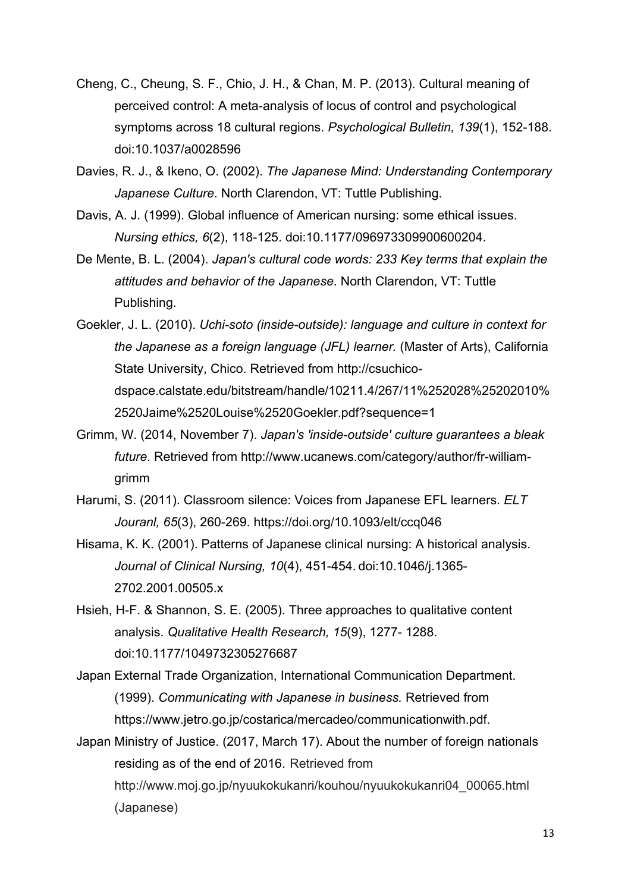Cheng, C., Cheung, S. F., Chio, J. H., & Chan, M. P. (2013). Cultural meaning of perceived control: A meta-analysis of locus of control and psychological symptoms across 18 cultural regions. *Psychological Bulletin, 139*(1), 152-188. doi:10.1037/a0028596

Davies, R. J., & Ikeno, O. (2002). *The Japanese Mind: Understanding Contemporary Japanese Culture*. North Clarendon, VT: Tuttle Publishing.

Davis, A. J. (1999). Global influence of American nursing: some ethical issues. *Nursing ethics, 6*(2), 118-125. doi:10.1177/096973309900600204.

De Mente, B. L. (2004). *Japan's cultural code words: 233 Key terms that explain the attitudes and behavior of the Japanese*. North Clarendon, VT: Tuttle Publishing.

Goekler, J. L. (2010). *Uchi-soto (inside-outside): language and culture in context for the Japanese as a foreign language (JFL) learner.* (Master of Arts), California State University, Chico. Retrieved from http://csuchico-dspace.calstate.edu/bitstream/handle/10211.4/267/11%252028%25202010%2520Jaime%2520Louise%2520Goekler.pdf?sequence=1

Grimm, W. (2014, November 7). *Japan's 'inside-outside' culture guarantees a bleak future*. Retrieved from http://www.ucanews.com/category/author/fr-william-grimm

Harumi, S. (2011). Classroom silence: Voices from Japanese EFL learners. *ELT Jouranl, 65*(3), 260-269. https://doi.org/10.1093/elt/ccq046

Hisama, K. K. (2001). Patterns of Japanese clinical nursing: A historical analysis. *Journal of Clinical Nursing, 10*(4), 451-454. doi:10.1046/j.1365-2702.2001.00505.x

Hsieh, H-F. & Shannon, S. E. (2005). Three approaches to qualitative content analysis. *Qualitative Health Research, 15*(9), 1277- 1288. doi:10.1177/1049732305276687

Japan External Trade Organization, International Communication Department. (1999). *Communicating with Japanese in business.* Retrieved from https://www.jetro.go.jp/costarica/mercadeo/communicationwith.pdf.

Japan Ministry of Justice. (2017, March 17). About the number of foreign nationals residing as of the end of 2016. Retrieved from http://www.moj.go.jp/nyuukokukanri/kouhou/nyuukokukanri04_00065.html (Japanese)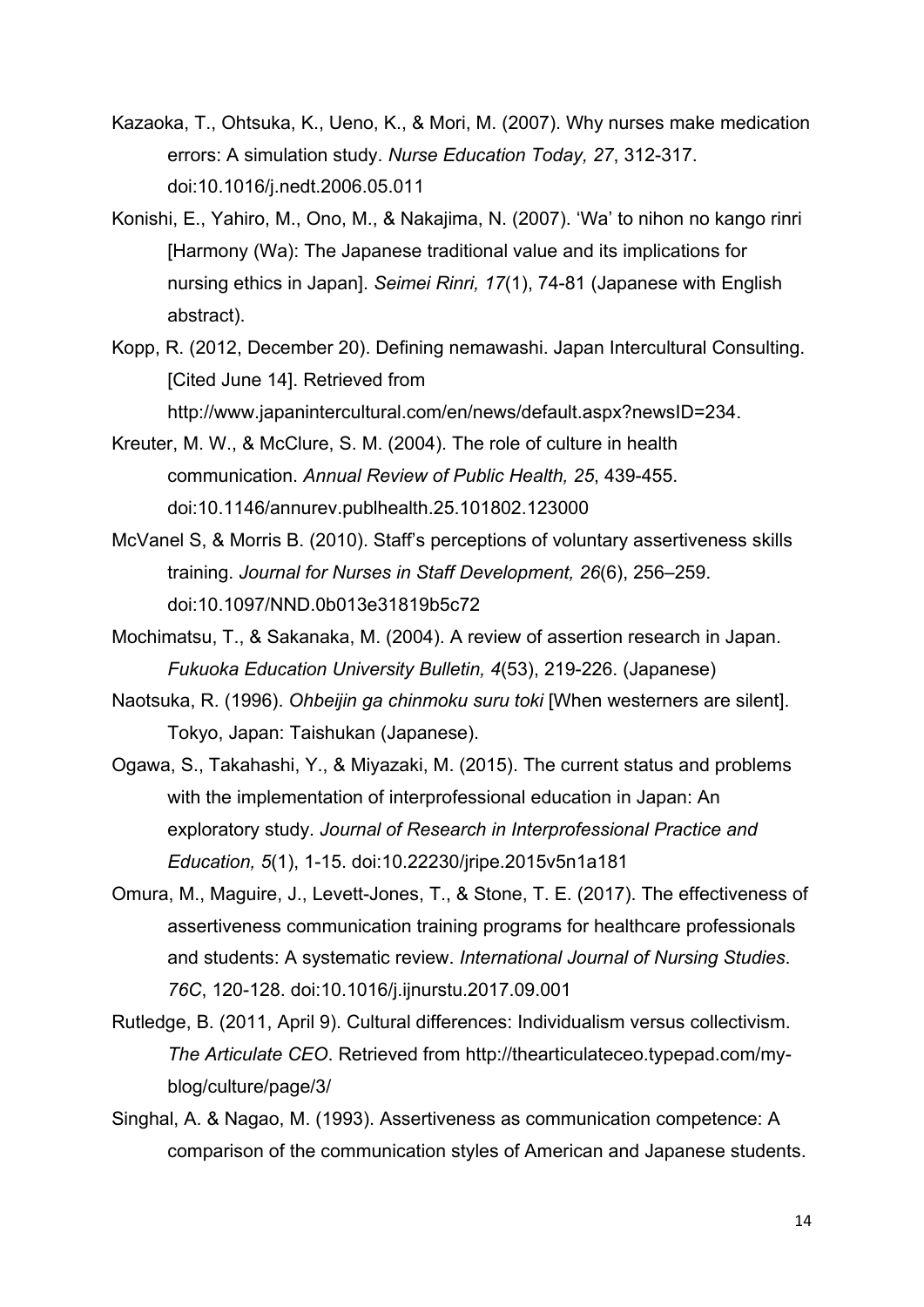Kazaoka, T., Ohtsuka, K., Ueno, K., & Mori, M. (2007). Why nurses make medication errors: A simulation study. *Nurse Education Today, 27*, 312-317. doi:10.1016/j.nedt.2006.05.011

Konishi, E., Yahiro, M., Ono, M., & Nakajima, N. (2007). 'Wa' to nihon no kango rinri [Harmony (Wa): The Japanese traditional value and its implications for nursing ethics in Japan]. *Seimei Rinri, 17*(1), 74-81 (Japanese with English abstract).

Kopp, R. (2012, December 20). Defining nemawashi. Japan Intercultural Consulting. [Cited June 14]. Retrieved from http://www.japanintercultural.com/en/news/default.aspx?newsID=234.

Kreuter, M. W., & McClure, S. M. (2004). The role of culture in health communication. *Annual Review of Public Health, 25*, 439-455. doi:10.1146/annurev.publhealth.25.101802.123000

McVanel S, & Morris B. (2010). Staff's perceptions of voluntary assertiveness skills training. *Journal for Nurses in Staff Development, 26*(6), 256–259. doi:10.1097/NND.0b013e31819b5c72

Mochimatsu, T., & Sakanaka, M. (2004). A review of assertion research in Japan. *Fukuoka Education University Bulletin, 4*(53), 219-226. (Japanese)

Naotsuka, R. (1996). *Ohbeijin ga chinmoku suru toki* [When westerners are silent]. Tokyo, Japan: Taishukan (Japanese).

Ogawa, S., Takahashi, Y., & Miyazaki, M. (2015). The current status and problems with the implementation of interprofessional education in Japan: An exploratory study. *Journal of Research in Interprofessional Practice and Education, 5*(1), 1-15. doi:10.22230/jripe.2015v5n1a181

Omura, M., Maguire, J., Levett-Jones, T., & Stone, T. E. (2017). The effectiveness of assertiveness communication training programs for healthcare professionals and students: A systematic review. *International Journal of Nursing Studies*. *76C*, 120-128. doi:10.1016/j.ijnurstu.2017.09.001

Rutledge, B. (2011, April 9). Cultural differences: Individualism versus collectivism. *The Articulate CEO*. Retrieved from http://thearticulateceo.typepad.com/my-blog/culture/page/3/

Singhal, A. & Nagao, M. (1993). Assertiveness as communication competence: A comparison of the communication styles of American and Japanese students.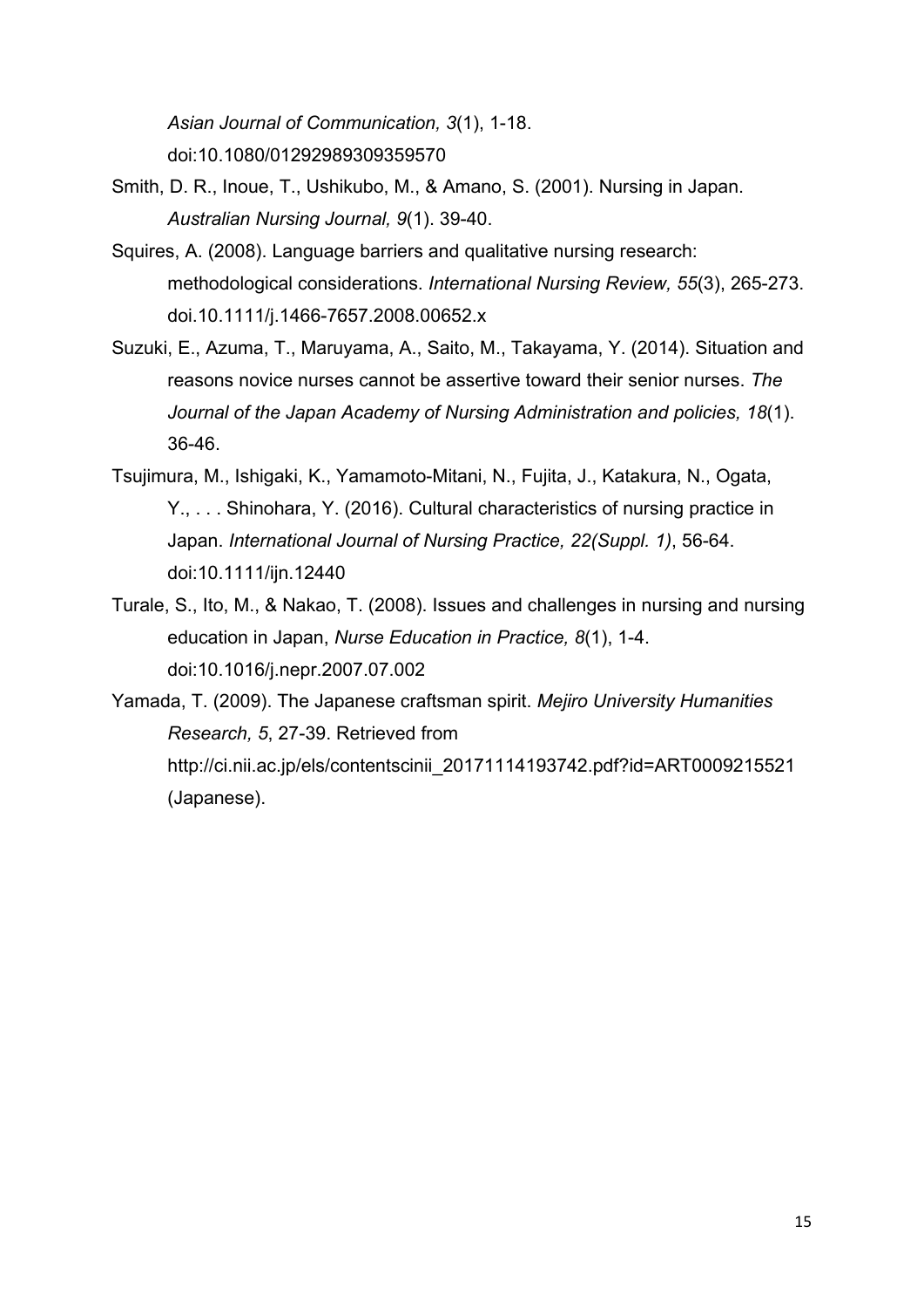*Asian Journal of Communication, 3*(1), 1-18. doi:10.1080/01292989309359570

Smith, D. R., Inoue, T., Ushikubo, M., & Amano, S. (2001). Nursing in Japan. *Australian Nursing Journal, 9*(1). 39-40.

Squires, A. (2008). Language barriers and qualitative nursing research: methodological considerations. *International Nursing Review, 55*(3), 265-273. doi.10.1111/j.1466-7657.2008.00652.x

Suzuki, E., Azuma, T., Maruyama, A., Saito, M., Takayama, Y. (2014). Situation and reasons novice nurses cannot be assertive toward their senior nurses. *The Journal of the Japan Academy of Nursing Administration and policies, 18*(1). 36-46.

Tsujimura, M., Ishigaki, K., Yamamoto-Mitani, N., Fujita, J., Katakura, N., Ogata, Y., . . . Shinohara, Y. (2016). Cultural characteristics of nursing practice in Japan. *International Journal of Nursing Practice, 22(Suppl. 1)*, 56-64. doi:10.1111/ijn.12440

Turale, S., Ito, M., & Nakao, T. (2008). Issues and challenges in nursing and nursing education in Japan, *Nurse Education in Practice, 8*(1), 1-4. doi:10.1016/j.nepr.2007.07.002

Yamada, T. (2009). The Japanese craftsman spirit. *Mejiro University Humanities Research, 5*, 27-39. Retrieved from http://ci.nii.ac.jp/els/contentscinii_20171114193742.pdf?id=ART0009215521 (Japanese).